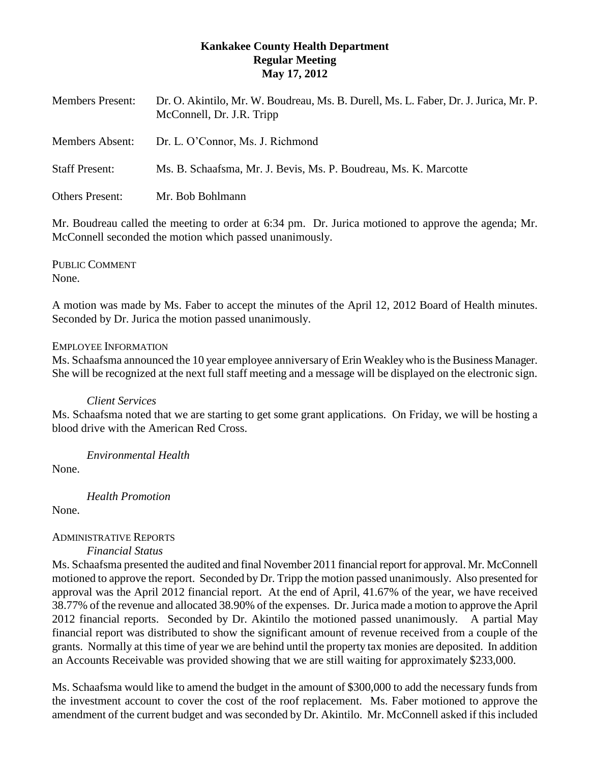# Kankakee County Health Department
## Regular Meeting
## May 17, 2012

| | |
|---|---|
| Members Present: | Dr. O. Akintilo, Mr. W. Boudreau, Ms. B. Durell, Ms. L. Faber, Dr. J. Jurica, Mr. P. McConnell, Dr. J.R. Tripp |
| Members Absent: | Dr. L. O'Connor, Ms. J. Richmond |
| Staff Present: | Ms. B. Schaafsma, Mr. J. Bevis, Ms. P. Boudreau, Ms. K. Marcotte |
| Others Present: | Mr. Bob Bohlmann |

Mr. Boudreau called the meeting to order at 6:34 pm. Dr. Jurica motioned to approve the agenda; Mr. McConnell seconded the motion which passed unanimously.

PUBLIC COMMENT
None.

A motion was made by Ms. Faber to accept the minutes of the April 12, 2012 Board of Health minutes. Seconded by Dr. Jurica the motion passed unanimously.

EMPLOYEE INFORMATION
Ms. Schaafsma announced the 10 year employee anniversary of Erin Weakley who is the Business Manager. She will be recognized at the next full staff meeting and a message will be displayed on the electronic sign.

*Client Services*
Ms. Schaafsma noted that we are starting to get some grant applications. On Friday, we will be hosting a blood drive with the American Red Cross.

*Environmental Health*
None.

*Health Promotion*
None.

ADMINISTRATIVE REPORTS

*Financial Status*
Ms. Schaafsma presented the audited and final November 2011 financial report for approval. Mr. McConnell motioned to approve the report. Seconded by Dr. Tripp the motion passed unanimously. Also presented for approval was the April 2012 financial report. At the end of April, 41.67% of the year, we have received 38.77% of the revenue and allocated 38.90% of the expenses. Dr. Jurica made a motion to approve the April 2012 financial reports. Seconded by Dr. Akintilo the motioned passed unanimously. A partial May financial report was distributed to show the significant amount of revenue received from a couple of the grants. Normally at this time of year we are behind until the property tax monies are deposited. In addition an Accounts Receivable was provided showing that we are still waiting for approximately $233,000.

Ms. Schaafsma would like to amend the budget in the amount of $300,000 to add the necessary funds from the investment account to cover the cost of the roof replacement. Ms. Faber motioned to approve the amendment of the current budget and was seconded by Dr. Akintilo. Mr. McConnell asked if this included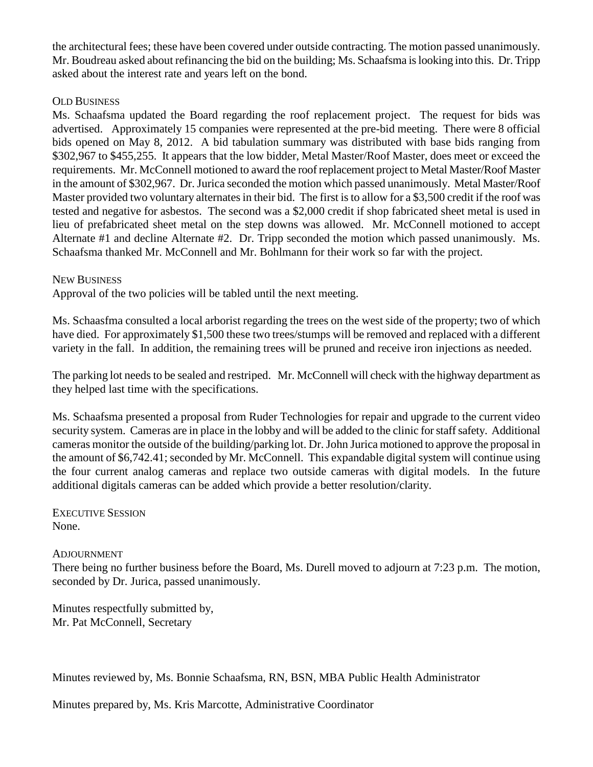the architectural fees; these have been covered under outside contracting. The motion passed unanimously. Mr. Boudreau asked about refinancing the bid on the building; Ms. Schaafsma is looking into this. Dr. Tripp asked about the interest rate and years left on the bond.

Old Business

Ms. Schaafsma updated the Board regarding the roof replacement project. The request for bids was advertised. Approximately 15 companies were represented at the pre-bid meeting. There were 8 official bids opened on May 8, 2012. A bid tabulation summary was distributed with base bids ranging from $302,967 to $455,255. It appears that the low bidder, Metal Master/Roof Master, does meet or exceed the requirements. Mr. McConnell motioned to award the roof replacement project to Metal Master/Roof Master in the amount of $302,967. Dr. Jurica seconded the motion which passed unanimously. Metal Master/Roof Master provided two voluntary alternates in their bid. The first is to allow for a $3,500 credit if the roof was tested and negative for asbestos. The second was a $2,000 credit if shop fabricated sheet metal is used in lieu of prefabricated sheet metal on the step downs was allowed. Mr. McConnell motioned to accept Alternate #1 and decline Alternate #2. Dr. Tripp seconded the motion which passed unanimously. Ms. Schaafsma thanked Mr. McConnell and Mr. Bohlmann for their work so far with the project.

New Business

Approval of the two policies will be tabled until the next meeting.

Ms. Schaasfma consulted a local arborist regarding the trees on the west side of the property; two of which have died. For approximately $1,500 these two trees/stumps will be removed and replaced with a different variety in the fall. In addition, the remaining trees will be pruned and receive iron injections as needed.

The parking lot needs to be sealed and restriped. Mr. McConnell will check with the highway department as they helped last time with the specifications.

Ms. Schaafsma presented a proposal from Ruder Technologies for repair and upgrade to the current video security system. Cameras are in place in the lobby and will be added to the clinic for staff safety. Additional cameras monitor the outside of the building/parking lot. Dr. John Jurica motioned to approve the proposal in the amount of $6,742.41; seconded by Mr. McConnell. This expandable digital system will continue using the four current analog cameras and replace two outside cameras with digital models. In the future additional digitals cameras can be added which provide a better resolution/clarity.

Executive Session

None.

Adjournment

There being no further business before the Board, Ms. Durell moved to adjourn at 7:23 p.m. The motion, seconded by Dr. Jurica, passed unanimously.

Minutes respectfully submitted by,
Mr. Pat McConnell, Secretary

Minutes reviewed by, Ms. Bonnie Schaafsma, RN, BSN, MBA Public Health Administrator

Minutes prepared by, Ms. Kris Marcotte, Administrative Coordinator